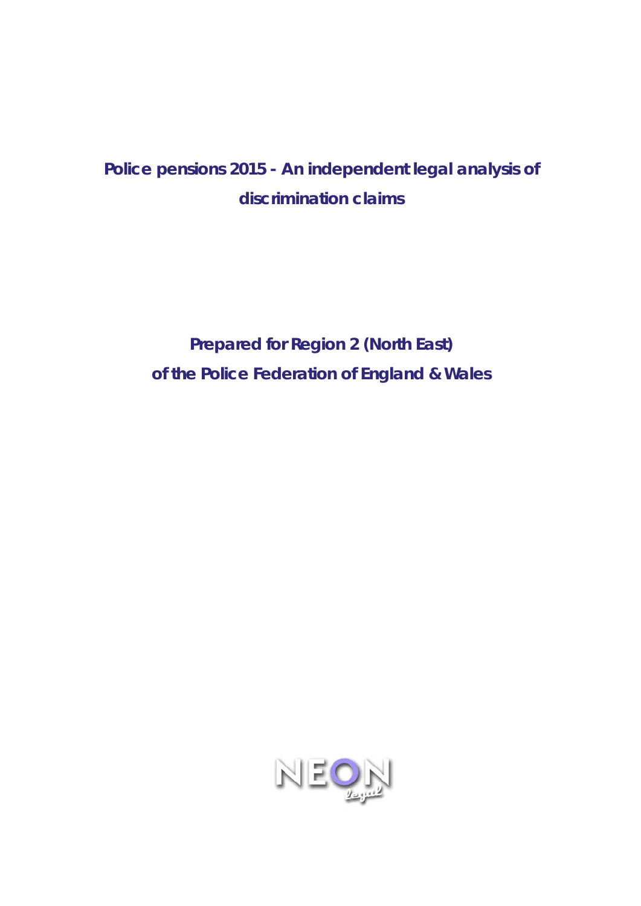# Police pensions 2015 - An independent legal analysis of discrimination claims

## Prepared for Region 2 (North East) of the Police Federation of England & Wales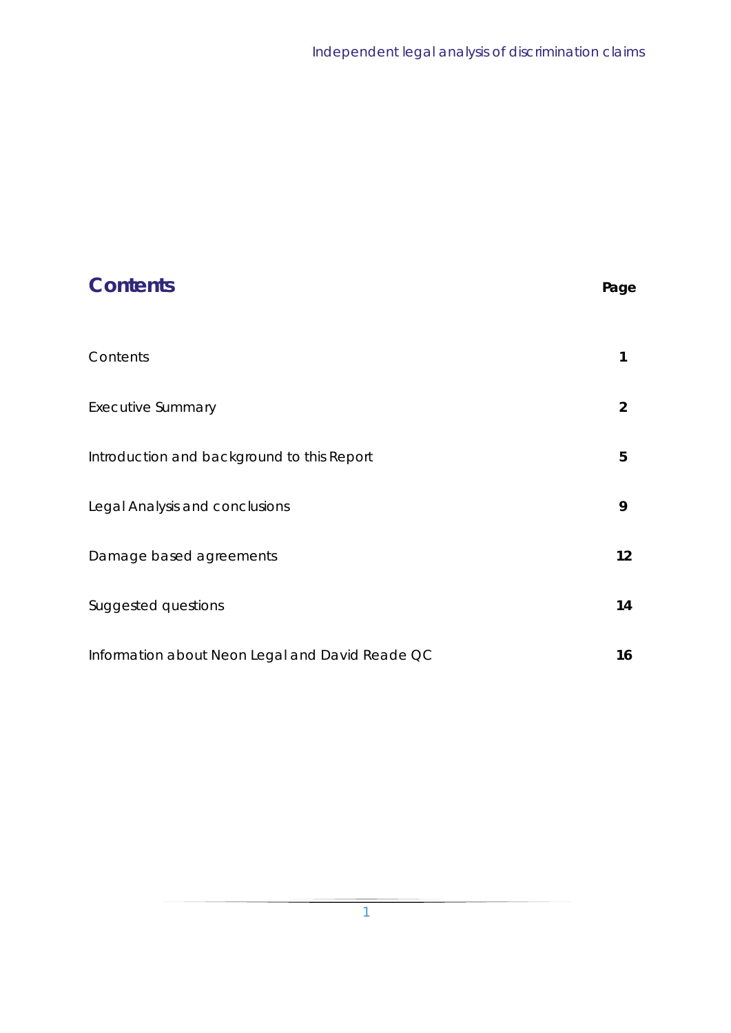## Contents

| | Page |
|---|---|
| Contents | 1 |
| Executive Summary | 2 |
| Introduction and background to this Report | 5 |
| Legal Analysis and conclusions | 9 |
| Damage based agreements | 12 |
| Suggested questions | 14 |
| Information about Neon Legal and David Reade QC | 16 |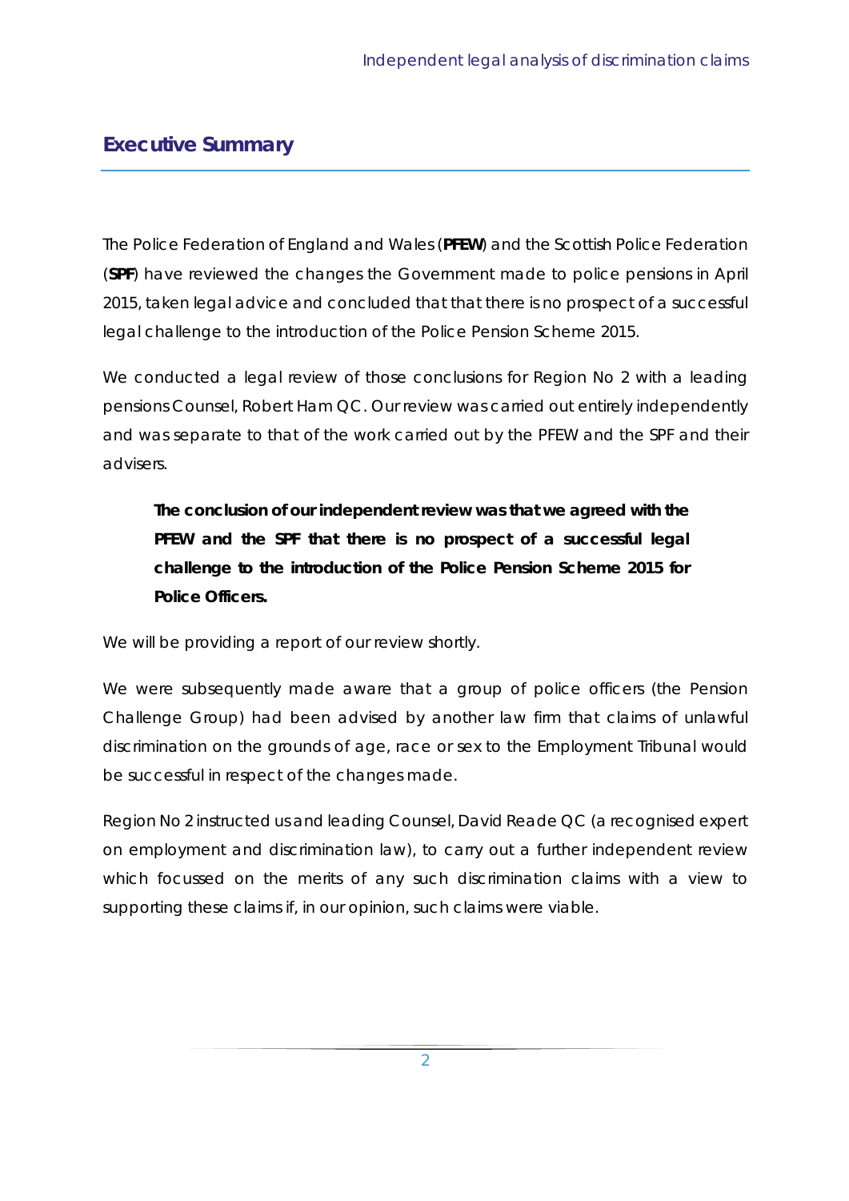## Executive Summary

The Police Federation of England and Wales (**PFEW**) and the Scottish Police Federation (**SPF**) have reviewed the changes the Government made to police pensions in April 2015, taken legal advice and concluded that that there is no prospect of a successful legal challenge to the introduction of the Police Pension Scheme 2015.

We conducted a legal review of those conclusions for Region No 2 with a leading pensions Counsel, Robert Ham QC. Our review was carried out entirely independently and was separate to that of the work carried out by the PFEW and the SPF and their advisers.

> **The conclusion of our independent review was that we agreed with the PFEW and the SPF that there is no prospect of a successful legal challenge to the introduction of the Police Pension Scheme 2015 for Police Officers.**

We will be providing a report of our review shortly.

We were subsequently made aware that a group of police officers (the Pension Challenge Group) had been advised by another law firm that claims of unlawful discrimination on the grounds of age, race or sex to the Employment Tribunal would be successful in respect of the changes made.

Region No 2 instructed us and leading Counsel, David Reade QC (a recognised expert on employment and discrimination law), to carry out a further independent review which focussed on the merits of any such discrimination claims with a view to supporting these claims if, in our opinion, such claims were viable.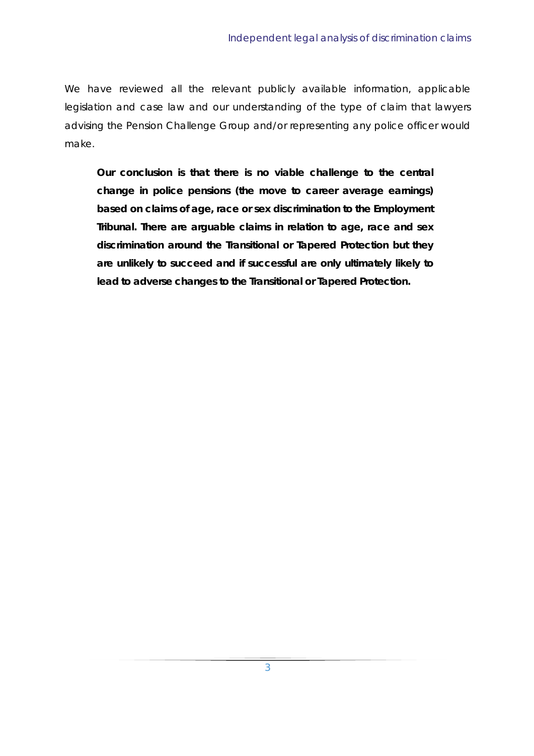We have reviewed all the relevant publicly available information, applicable legislation and case law and our understanding of the type of claim that lawyers advising the Pension Challenge Group and/or representing any police officer would make.

> **Our conclusion is that there is no viable challenge to the central change in police pensions (the move to career average earnings) based on claims of age, race or sex discrimination to the Employment Tribunal. There are arguable claims in relation to age, race and sex discrimination around the Transitional or Tapered Protection but they are unlikely to succeed and if successful are only ultimately likely to lead to adverse changes to the Transitional or Tapered Protection.**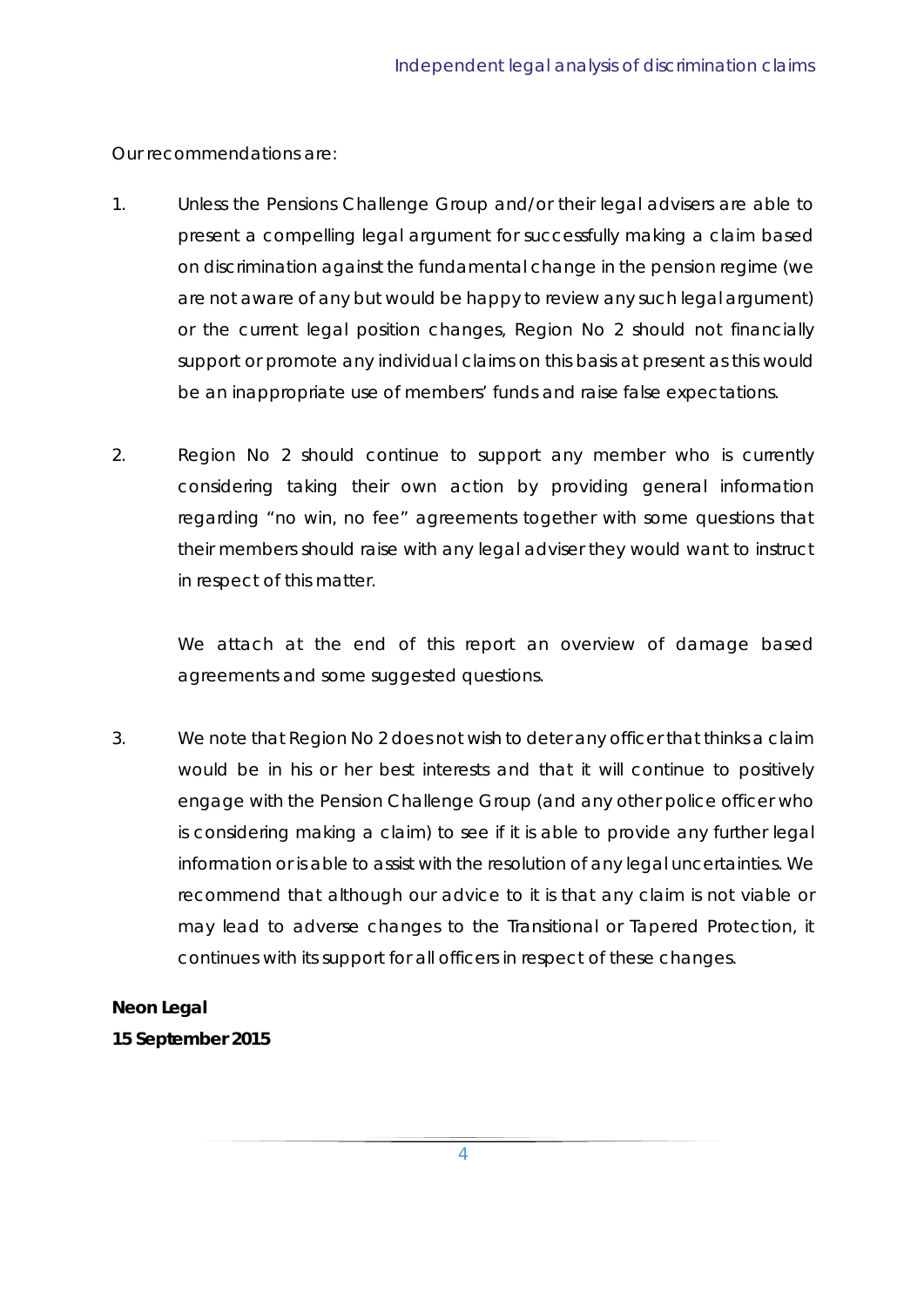Our recommendations are:

1. Unless the Pensions Challenge Group and/or their legal advisers are able to present a compelling legal argument for successfully making a claim based on discrimination against the fundamental change in the pension regime (we are not aware of any but would be happy to review any such legal argument) or the current legal position changes, Region No 2 should not financially support or promote any individual claims on this basis at present as this would be an inappropriate use of members' funds and raise false expectations.

2. Region No 2 should continue to support any member who is currently considering taking their own action by providing general information regarding "no win, no fee" agreements together with some questions that their members should raise with any legal adviser they would want to instruct in respect of this matter.

   We attach at the end of this report an overview of damage based agreements and some suggested questions.

3. We note that Region No 2 does not wish to deter any officer that thinks a claim would be in his or her best interests and that it will continue to positively engage with the Pension Challenge Group (and any other police officer who is considering making a claim) to see if it is able to provide any further legal information or is able to assist with the resolution of any legal uncertainties. We recommend that although our advice to it is that any claim is not viable or may lead to adverse changes to the Transitional or Tapered Protection, it continues with its support for all officers in respect of these changes.

**Neon Legal**
**15 September 2015**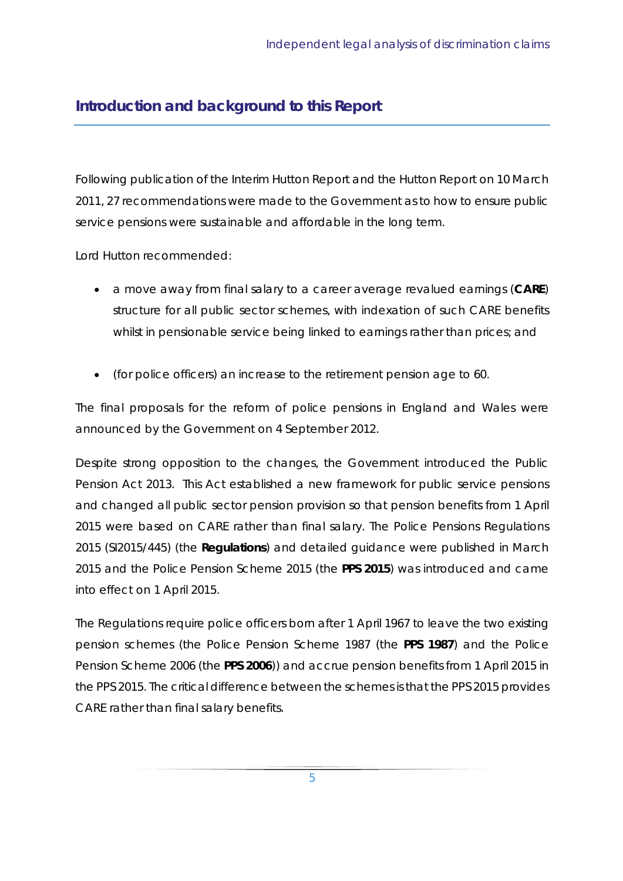## Introduction and background to this Report

Following publication of the Interim Hutton Report and the Hutton Report on 10 March 2011, 27 recommendations were made to the Government as to how to ensure public service pensions were sustainable and affordable in the long term.

Lord Hutton recommended:

- a move away from final salary to a career average revalued earnings (**CARE**) structure for all public sector schemes, with indexation of such CARE benefits whilst in pensionable service being linked to earnings rather than prices; and

- (for police officers) an increase to the retirement pension age to 60.

The final proposals for the reform of police pensions in England and Wales were announced by the Government on 4 September 2012.

Despite strong opposition to the changes, the Government introduced the Public Pension Act 2013. This Act established a new framework for public service pensions and changed all public sector pension provision so that pension benefits from 1 April 2015 were based on CARE rather than final salary. The Police Pensions Regulations 2015 (SI2015/445) (the **Regulations**) and detailed guidance were published in March 2015 and the Police Pension Scheme 2015 (the **PPS 2015**) was introduced and came into effect on 1 April 2015.

The Regulations require police officers born after 1 April 1967 to leave the two existing pension schemes (the Police Pension Scheme 1987 (the **PPS 1987**) and the Police Pension Scheme 2006 (the **PPS 2006**)) and accrue pension benefits from 1 April 2015 in the PPS 2015. The critical difference between the schemes is that the PPS 2015 provides CARE rather than final salary benefits.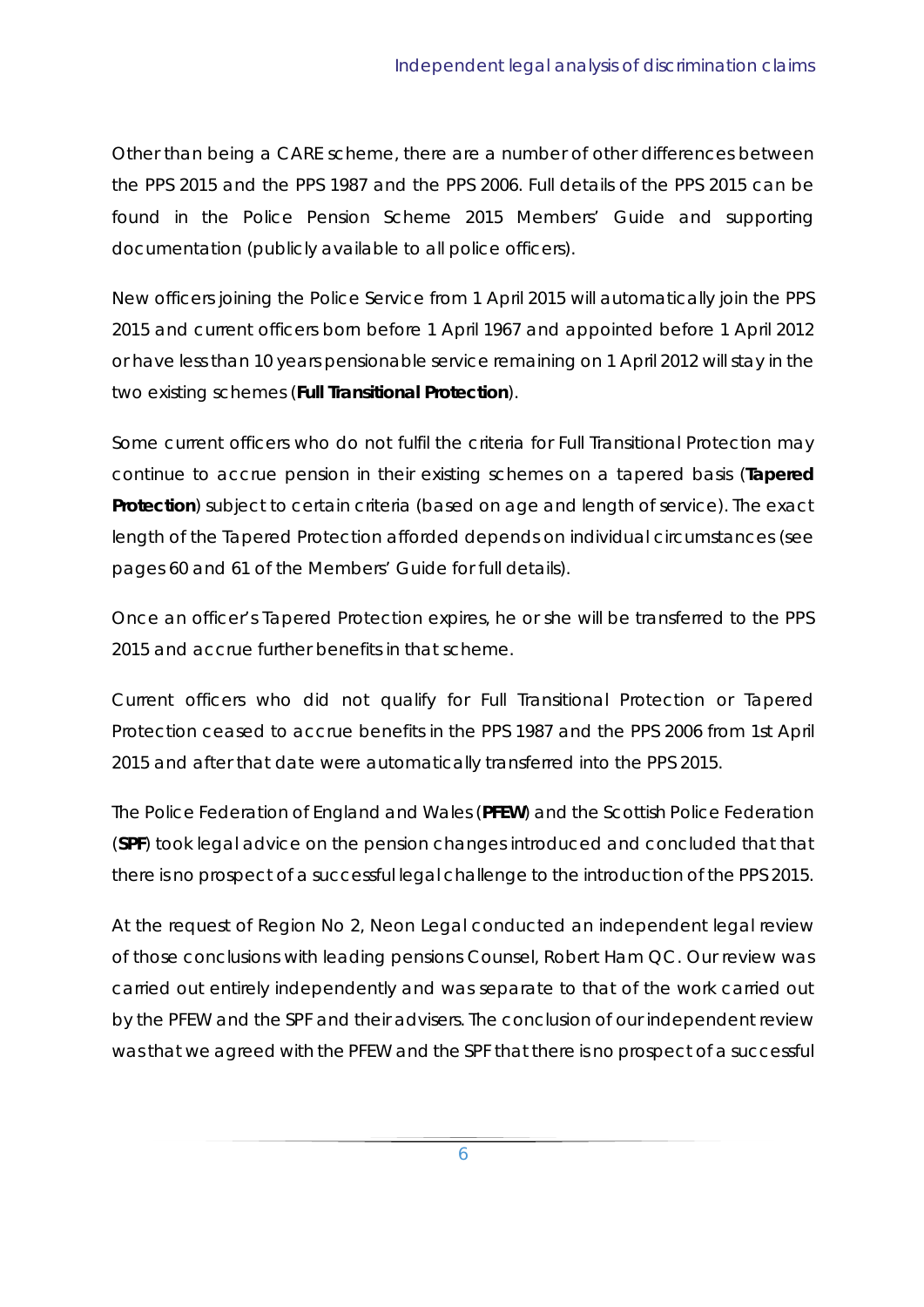Other than being a CARE scheme, there are a number of other differences between the PPS 2015 and the PPS 1987 and the PPS 2006. Full details of the PPS 2015 can be found in the Police Pension Scheme 2015 Members' Guide and supporting documentation (publicly available to all police officers).

New officers joining the Police Service from 1 April 2015 will automatically join the PPS 2015 and current officers born before 1 April 1967 and appointed before 1 April 2012 or have less than 10 years pensionable service remaining on 1 April 2012 will stay in the two existing schemes (**Full Transitional Protection**).

Some current officers who do not fulfil the criteria for Full Transitional Protection may continue to accrue pension in their existing schemes on a tapered basis (**Tapered Protection**) subject to certain criteria (based on age and length of service). The exact length of the Tapered Protection afforded depends on individual circumstances (see pages 60 and 61 of the Members' Guide for full details).

Once an officer's Tapered Protection expires, he or she will be transferred to the PPS 2015 and accrue further benefits in that scheme.

Current officers who did not qualify for Full Transitional Protection or Tapered Protection ceased to accrue benefits in the PPS 1987 and the PPS 2006 from 1st April 2015 and after that date were automatically transferred into the PPS 2015.

The Police Federation of England and Wales (**PFEW**) and the Scottish Police Federation (**SPF**) took legal advice on the pension changes introduced and concluded that that there is no prospect of a successful legal challenge to the introduction of the PPS 2015.

At the request of Region No 2, Neon Legal conducted an independent legal review of those conclusions with leading pensions Counsel, Robert Ham QC. Our review was carried out entirely independently and was separate to that of the work carried out by the PFEW and the SPF and their advisers. The conclusion of our independent review was that we agreed with the PFEW and the SPF that there is no prospect of a successful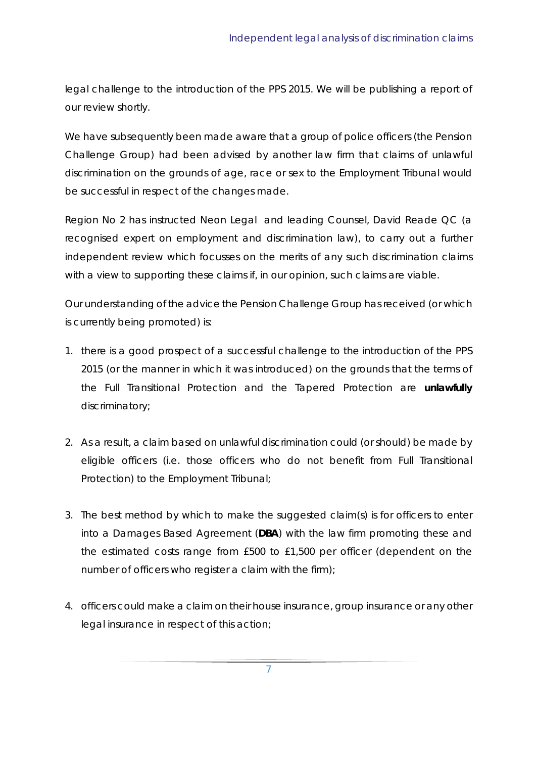legal challenge to the introduction of the PPS 2015. We will be publishing a report of our review shortly.

We have subsequently been made aware that a group of police officers (the Pension Challenge Group) had been advised by another law firm that claims of unlawful discrimination on the grounds of age, race or sex to the Employment Tribunal would be successful in respect of the changes made.

Region No 2 has instructed Neon Legal and leading Counsel, David Reade QC (a recognised expert on employment and discrimination law), to carry out a further independent review which focusses on the merits of any such discrimination claims with a view to supporting these claims if, in our opinion, such claims are viable.

Our understanding of the advice the Pension Challenge Group has received (or which is currently being promoted) is:

1. there is a good prospect of a successful challenge to the introduction of the PPS 2015 (or the manner in which it was introduced) on the grounds that the terms of the Full Transitional Protection and the Tapered Protection are **unlawfully** discriminatory;

2. As a result, a claim based on unlawful discrimination could (or should) be made by eligible officers (i.e. those officers who do not benefit from Full Transitional Protection) to the Employment Tribunal;

3. The best method by which to make the suggested claim(s) is for officers to enter into a Damages Based Agreement (**DBA**) with the law firm promoting these and the estimated costs range from £500 to £1,500 per officer (dependent on the number of officers who register a claim with the firm);

4. officers could make a claim on their house insurance, group insurance or any other legal insurance in respect of this action;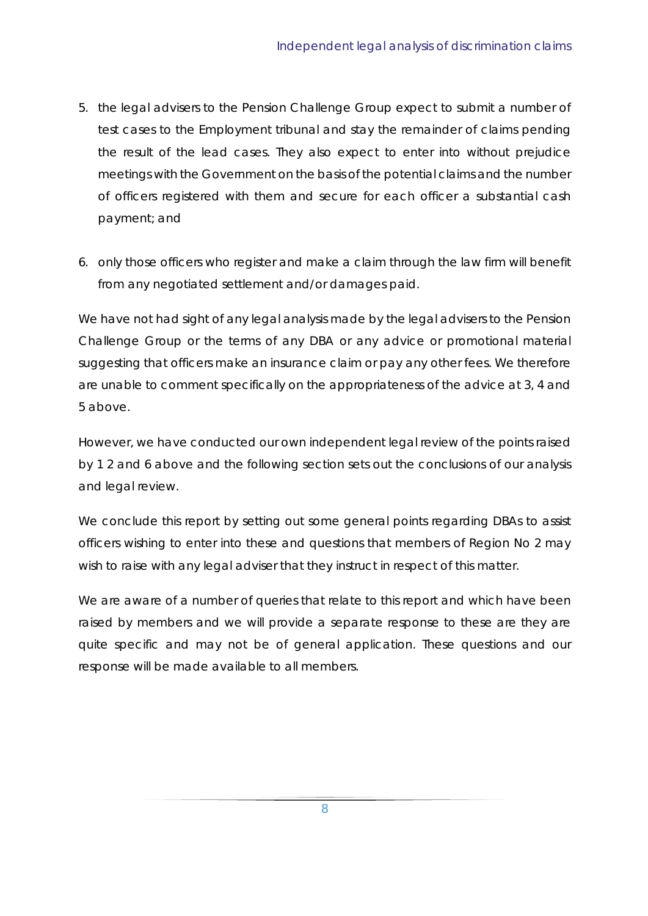5. the legal advisers to the Pension Challenge Group expect to submit a number of test cases to the Employment tribunal and stay the remainder of claims pending the result of the lead cases. They also expect to enter into without prejudice meetings with the Government on the basis of the potential claims and the number of officers registered with them and secure for each officer a substantial cash payment; and

6. only those officers who register and make a claim through the law firm will benefit from any negotiated settlement and/or damages paid.

We have not had sight of any legal analysis made by the legal advisers to the Pension Challenge Group or the terms of any DBA or any advice or promotional material suggesting that officers make an insurance claim or pay any other fees. We therefore are unable to comment specifically on the appropriateness of the advice at 3, 4 and 5 above.

However, we have conducted our own independent legal review of the points raised by 1 2 and 6 above and the following section sets out the conclusions of our analysis and legal review.

We conclude this report by setting out some general points regarding DBAs to assist officers wishing to enter into these and questions that members of Region No 2 may wish to raise with any legal adviser that they instruct in respect of this matter.

We are aware of a number of queries that relate to this report and which have been raised by members and we will provide a separate response to these are they are quite specific and may not be of general application. These questions and our response will be made available to all members.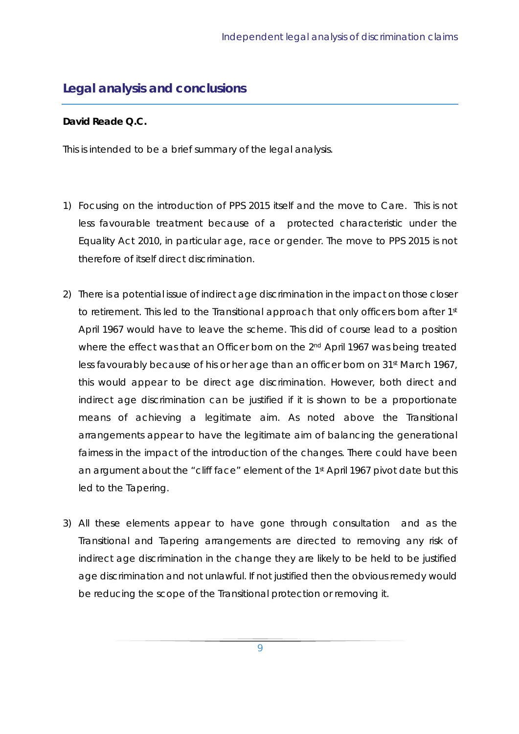## Legal analysis and conclusions

**David Reade Q.C.**

This is intended to be a brief summary of the legal analysis.

1) Focusing on the introduction of PPS 2015 itself and the move to Care. This is not less favourable treatment because of a protected characteristic under the Equality Act 2010, in particular age, race or gender. The move to PPS 2015 is not therefore of itself direct discrimination.

2) There is a potential issue of indirect age discrimination in the impact on those closer to retirement. This led to the Transitional approach that only officers born after 1st April 1967 would have to leave the scheme. This did of course lead to a position where the effect was that an Officer born on the 2nd April 1967 was being treated less favourably because of his or her age than an officer born on 31st March 1967, this would appear to be direct age discrimination. However, both direct and indirect age discrimination can be justified if it is shown to be a proportionate means of achieving a legitimate aim. As noted above the Transitional arrangements appear to have the legitimate aim of balancing the generational fairness in the impact of the introduction of the changes. There could have been an argument about the "cliff face" element of the 1st April 1967 pivot date but this led to the Tapering.

3) All these elements appear to have gone through consultation and as the Transitional and Tapering arrangements are directed to removing any risk of indirect age discrimination in the change they are likely to be held to be justified age discrimination and not unlawful. If not justified then the obvious remedy would be reducing the scope of the Transitional protection or removing it.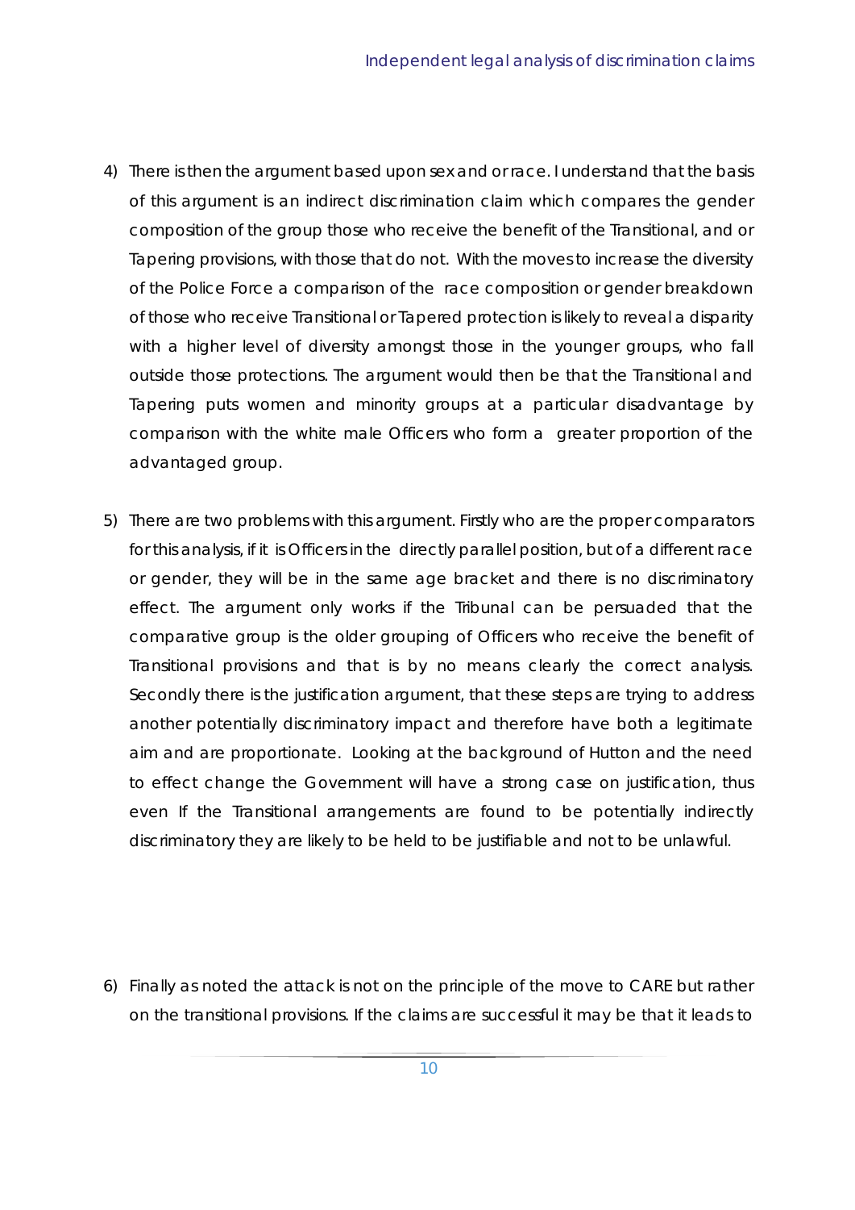4) There is then the argument based upon sex and or race. I understand that the basis of this argument is an indirect discrimination claim which compares the gender composition of the group those who receive the benefit of the Transitional, and or Tapering provisions, with those that do not. With the moves to increase the diversity of the Police Force a comparison of the race composition or gender breakdown of those who receive Transitional or Tapered protection is likely to reveal a disparity with a higher level of diversity amongst those in the younger groups, who fall outside those protections. The argument would then be that the Transitional and Tapering puts women and minority groups at a particular disadvantage by comparison with the white male Officers who form a greater proportion of the advantaged group.

5) There are two problems with this argument. Firstly who are the proper comparators for this analysis, if it is Officers in the directly parallel position, but of a different race or gender, they will be in the same age bracket and there is no discriminatory effect. The argument only works if the Tribunal can be persuaded that the comparative group is the older grouping of Officers who receive the benefit of Transitional provisions and that is by no means clearly the correct analysis. Secondly there is the justification argument, that these steps are trying to address another potentially discriminatory impact and therefore have both a legitimate aim and are proportionate. Looking at the background of Hutton and the need to effect change the Government will have a strong case on justification, thus even If the Transitional arrangements are found to be potentially indirectly discriminatory they are likely to be held to be justifiable and not to be unlawful.

6) Finally as noted the attack is not on the principle of the move to CARE but rather on the transitional provisions. If the claims are successful it may be that it leads to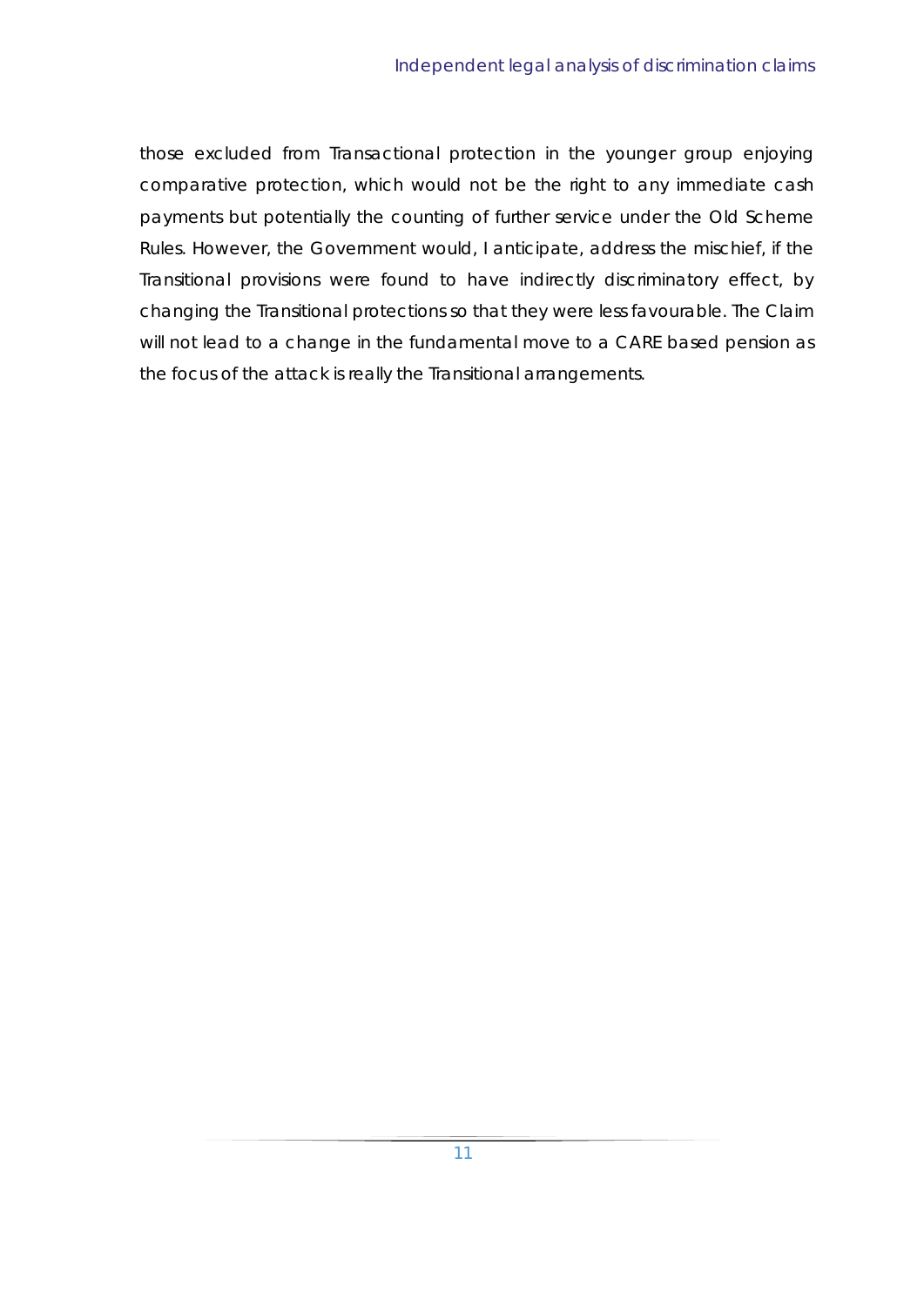those excluded from Transactional protection in the younger group enjoying comparative protection, which would not be the right to any immediate cash payments but potentially the counting of further service under the Old Scheme Rules. However, the Government would, I anticipate, address the mischief, if the Transitional provisions were found to have indirectly discriminatory effect, by changing the Transitional protections so that they were less favourable. The Claim will not lead to a change in the fundamental move to a CARE based pension as the focus of the attack is really the Transitional arrangements.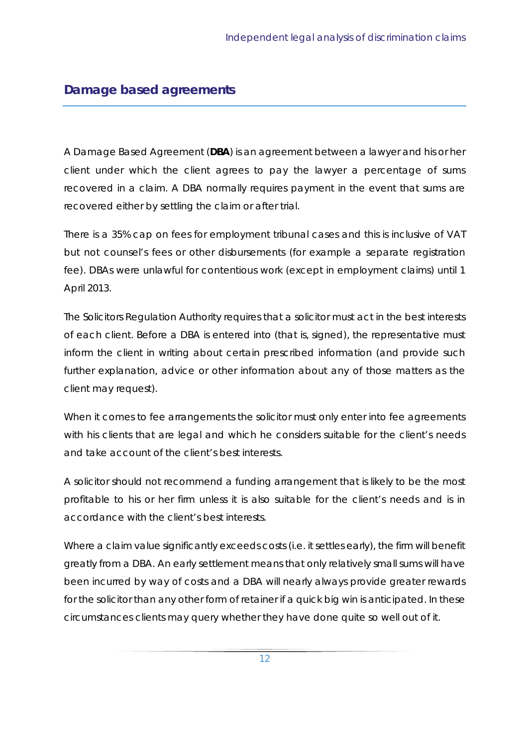## Damage based agreements

A Damage Based Agreement (**DBA**) is an agreement between a lawyer and his or her client under which the client agrees to pay the lawyer a percentage of sums recovered in a claim. A DBA normally requires payment in the event that sums are recovered either by settling the claim or after trial.

There is a 35% cap on fees for employment tribunal cases and this is inclusive of VAT but not counsel's fees or other disbursements (for example a separate registration fee). DBAs were unlawful for contentious work (except in employment claims) until 1 April 2013.

The Solicitors Regulation Authority requires that a solicitor must act in the best interests of each client. Before a DBA is entered into (that is, signed), the representative must inform the client in writing about certain prescribed information (and provide such further explanation, advice or other information about any of those matters as the client may request).

When it comes to fee arrangements the solicitor must only enter into fee agreements with his clients that are legal and which he considers suitable for the client's needs and take account of the client's best interests.

A solicitor should not recommend a funding arrangement that is likely to be the most profitable to his or her firm unless it is also suitable for the client's needs and is in accordance with the client's best interests.

Where a claim value significantly exceeds costs (i.e. it settles early), the firm will benefit greatly from a DBA. An early settlement means that only relatively small sums will have been incurred by way of costs and a DBA will nearly always provide greater rewards for the solicitor than any other form of retainer if a quick big win is anticipated. In these circumstances clients may query whether they have done quite so well out of it.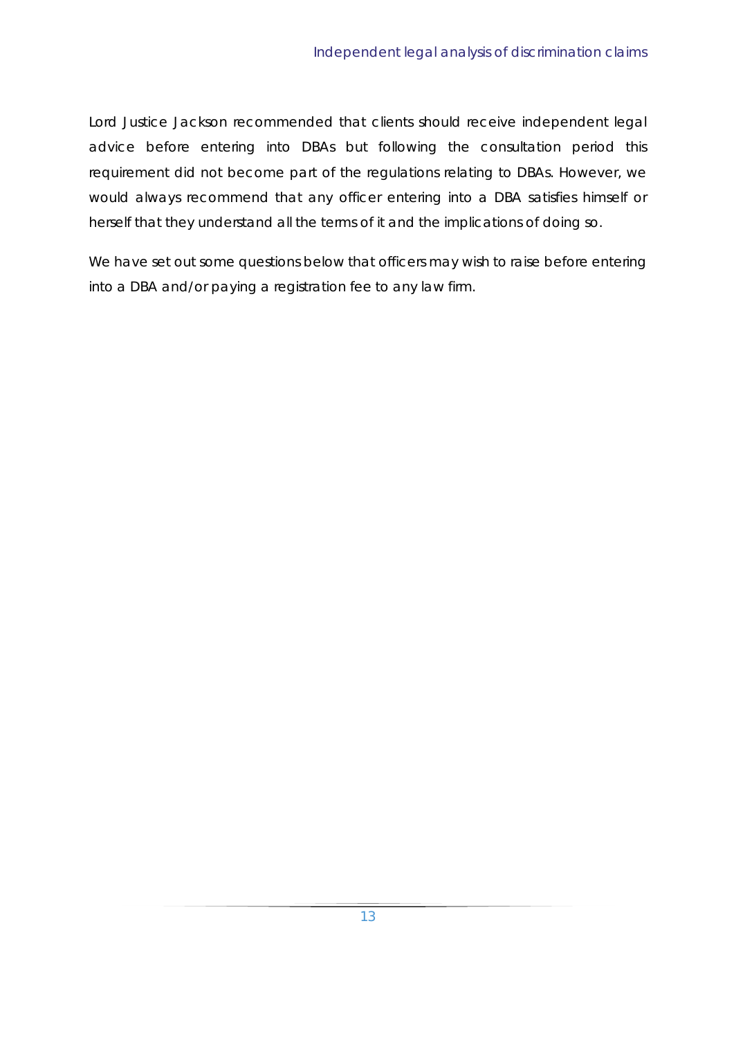Lord Justice Jackson recommended that clients should receive independent legal advice before entering into DBAs but following the consultation period this requirement did not become part of the regulations relating to DBAs. However, we would always recommend that any officer entering into a DBA satisfies himself or herself that they understand all the terms of it and the implications of doing so.

We have set out some questions below that officers may wish to raise before entering into a DBA and/or paying a registration fee to any law firm.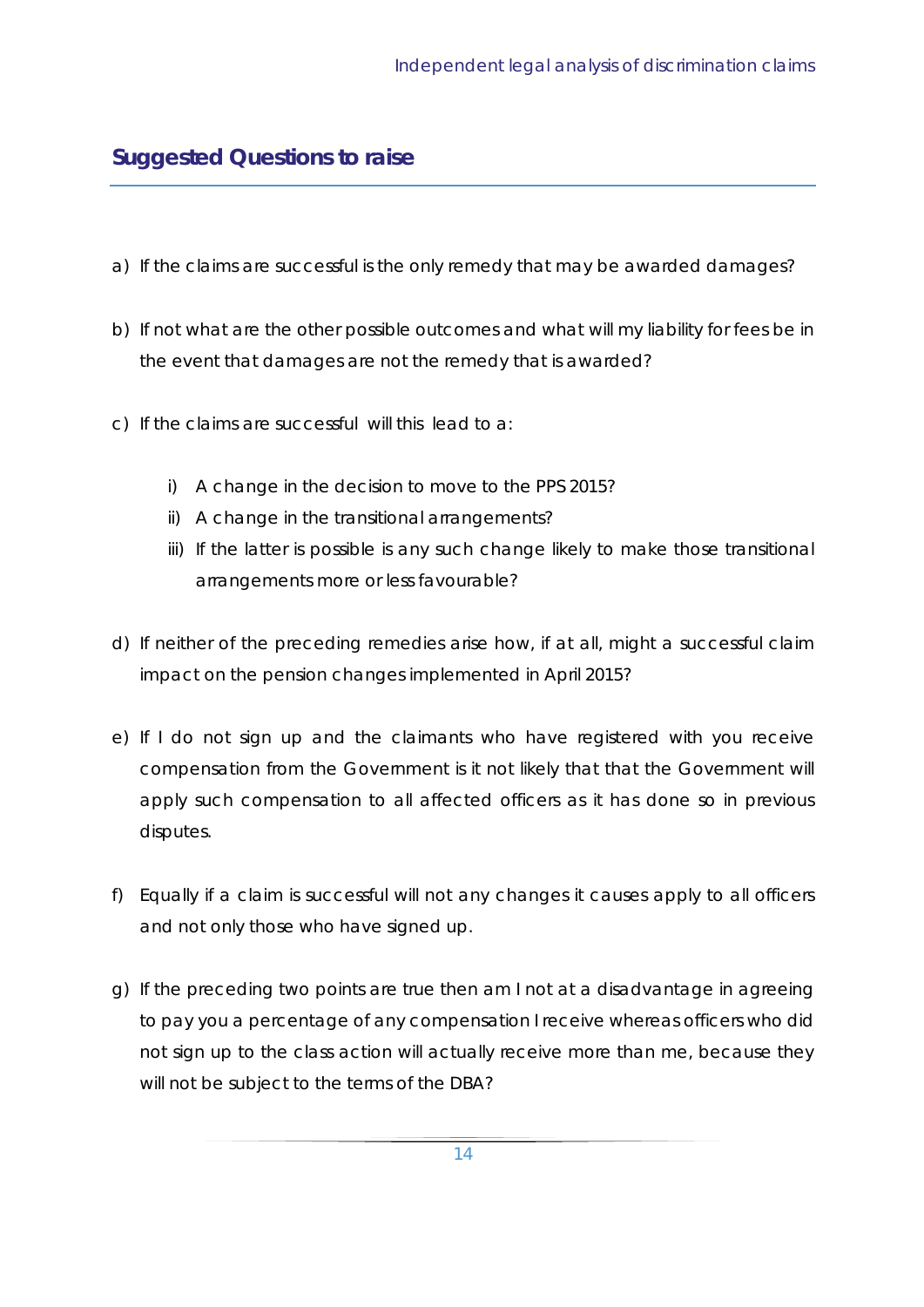## Suggested Questions to raise

a) If the claims are successful is the only remedy that may be awarded damages?

b) If not what are the other possible outcomes and what will my liability for fees be in the event that damages are not the remedy that is awarded?

c) If the claims are successful will this lead to a:

   i) A change in the decision to move to the PPS 2015?
   ii) A change in the transitional arrangements?
   iii) If the latter is possible is any such change likely to make those transitional arrangements more or less favourable?

d) If neither of the preceding remedies arise how, if at all, might a successful claim impact on the pension changes implemented in April 2015?

e) If I do not sign up and the claimants who have registered with you receive compensation from the Government is it not likely that that the Government will apply such compensation to all affected officers as it has done so in previous disputes.

f) Equally if a claim is successful will not any changes it causes apply to all officers and not only those who have signed up.

g) If the preceding two points are true then am I not at a disadvantage in agreeing to pay you a percentage of any compensation I receive whereas officers who did not sign up to the class action will actually receive more than me, because they will not be subject to the terms of the DBA?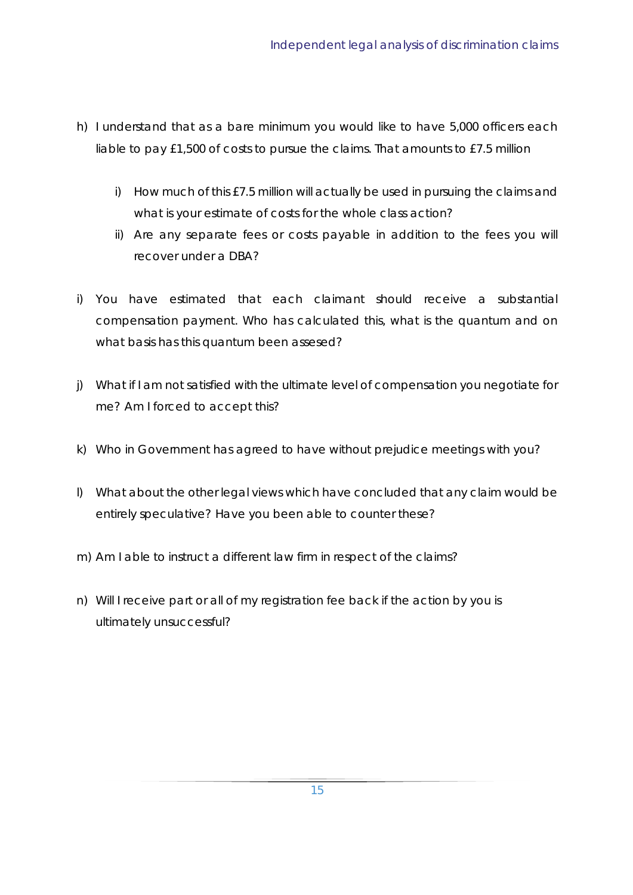h) I understand that as a bare minimum you would like to have 5,000 officers each liable to pay £1,500 of costs to pursue the claims. That amounts to £7.5 million

    i) How much of this £7.5 million will actually be used in pursuing the claims and what is your estimate of costs for the whole class action?
    ii) Are any separate fees or costs payable in addition to the fees you will recover under a DBA?

i) You have estimated that each claimant should receive a substantial compensation payment. Who has calculated this, what is the quantum and on what basis has this quantum been assesed?

j) What if I am not satisfied with the ultimate level of compensation you negotiate for me? Am I forced to accept this?

k) Who in Government has agreed to have without prejudice meetings with you?

l) What about the other legal views which have concluded that any claim would be entirely speculative? Have you been able to counter these?

m) Am I able to instruct a different law firm in respect of the claims?

n) Will I receive part or all of my registration fee back if the action by you is ultimately unsuccessful?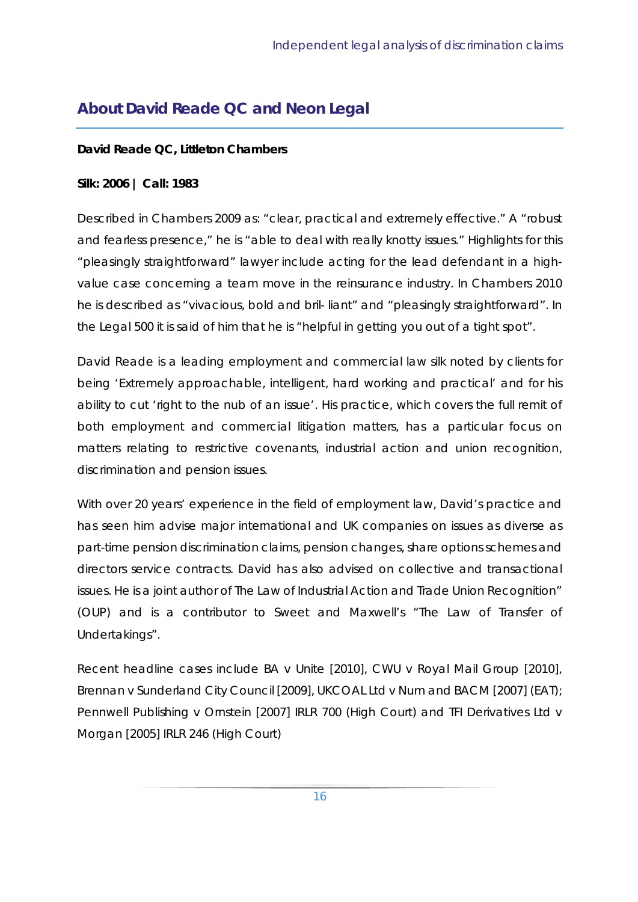## About David Reade QC and Neon Legal

**David Reade QC, Littleton Chambers**

**Silk: 2006 | Call: 1983**

Described in Chambers 2009 as: "clear, practical and extremely effective." A "robust and fearless presence," he is "able to deal with really knotty issues." Highlights for this "pleasingly straightforward" lawyer include acting for the lead defendant in a high-value case concerning a team move in the reinsurance industry. In Chambers 2010 he is described as "vivacious, bold and bril- liant" and "pleasingly straightforward". In the Legal 500 it is said of him that he is "helpful in getting you out of a tight spot".

David Reade is a leading employment and commercial law silk noted by clients for being 'Extremely approachable, intelligent, hard working and practical' and for his ability to cut 'right to the nub of an issue'. His practice, which covers the full remit of both employment and commercial litigation matters, has a particular focus on matters relating to restrictive covenants, industrial action and union recognition, discrimination and pension issues.

With over 20 years' experience in the field of employment law, David's practice and has seen him advise major international and UK companies on issues as diverse as part-time pension discrimination claims, pension changes, share options schemes and directors service contracts. David has also advised on collective and transactional issues. He is a joint author of The Law of Industrial Action and Trade Union Recognition" (OUP) and is a contributor to Sweet and Maxwell's "The Law of Transfer of Undertakings".

Recent headline cases include BA v Unite [2010], CWU v Royal Mail Group [2010], Brennan v Sunderland City Council [2009], UKCOAL Ltd v Num and BACM [2007] (EAT); Pennwell Publishing v Ornstein [2007] IRLR 700 (High Court) and TFI Derivatives Ltd v Morgan [2005] IRLR 246 (High Court)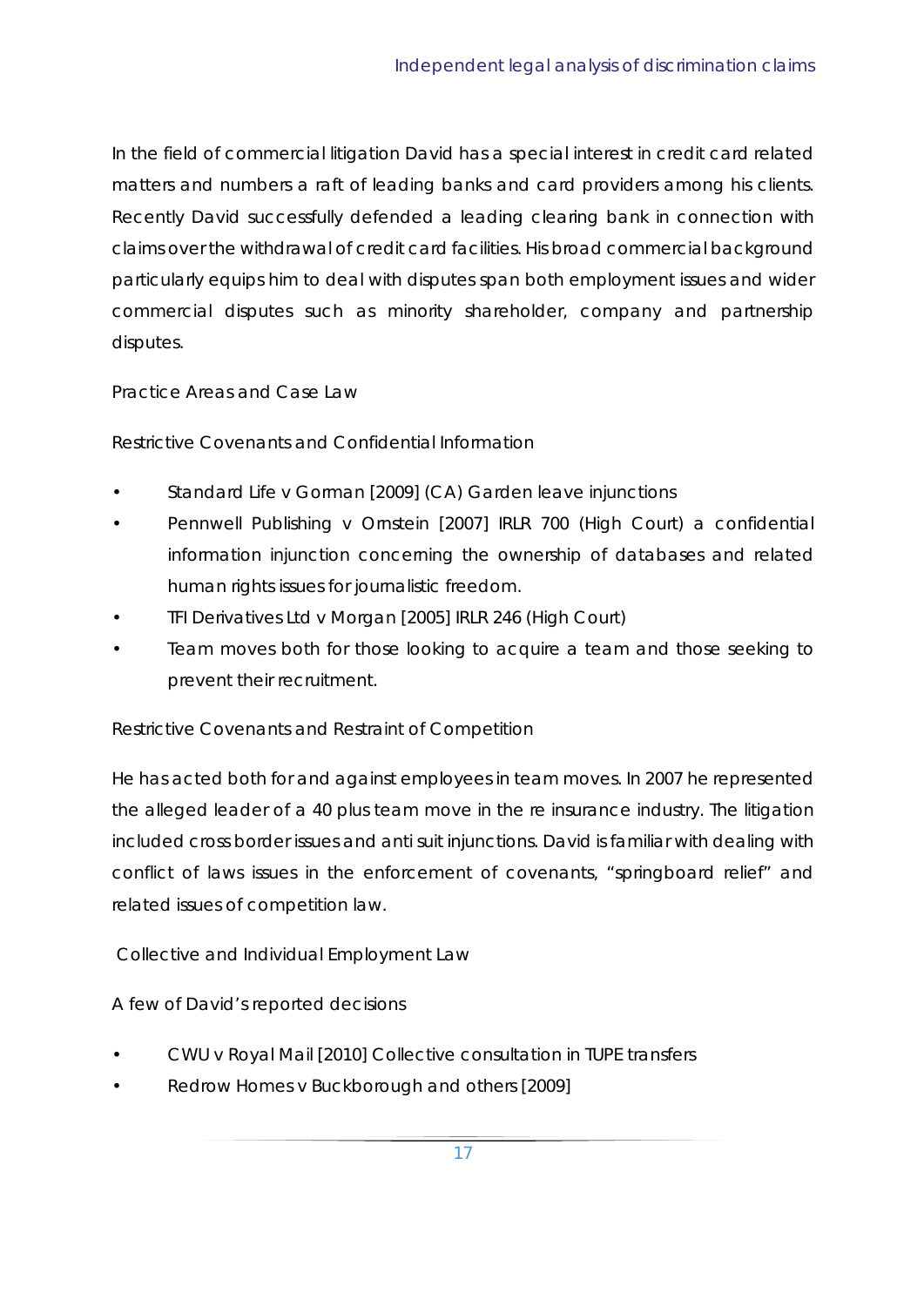In the field of commercial litigation David has a special interest in credit card related matters and numbers a raft of leading banks and card providers among his clients. Recently David successfully defended a leading clearing bank in connection with claims over the withdrawal of credit card facilities. His broad commercial background particularly equips him to deal with disputes span both employment issues and wider commercial disputes such as minority shareholder, company and partnership disputes.

## Practice Areas and Case Law

### Restrictive Covenants and Confidential Information

- Standard Life v Gorman [2009] (CA) Garden leave injunctions
- Pennwell Publishing v Ornstein [2007] IRLR 700 (High Court) a confidential information injunction concerning the ownership of databases and related human rights issues for journalistic freedom.
- TFI Derivatives Ltd v Morgan [2005] IRLR 246 (High Court)
- Team moves both for those looking to acquire a team and those seeking to prevent their recruitment.

### Restrictive Covenants and Restraint of Competition

He has acted both for and against employees in team moves. In 2007 he represented the alleged leader of a 40 plus team move in the re insurance industry. The litigation included cross border issues and anti suit injunctions. David is familiar with dealing with conflict of laws issues in the enforcement of covenants, “springboard relief” and related issues of competition law.

### Collective and Individual Employment Law

A few of David’s reported decisions

- CWU v Royal Mail [2010] Collective consultation in TUPE transfers
- Redrow Homes v Buckborough and others [2009]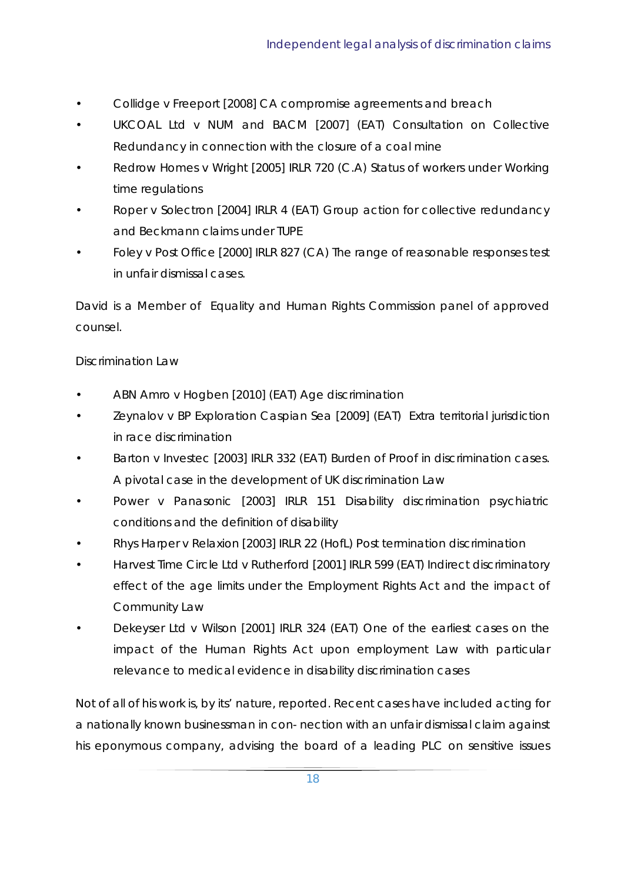- Collidge v Freeport [2008] CA compromise agreements and breach
- UKCOAL Ltd v NUM and BACM [2007] (EAT) Consultation on Collective Redundancy in connection with the closure of a coal mine
- Redrow Homes v Wright [2005] IRLR 720 (C.A) Status of workers under Working time regulations
- Roper v Solectron [2004] IRLR 4 (EAT) Group action for collective redundancy and Beckmann claims under TUPE
- Foley v Post Office [2000] IRLR 827 (CA) The range of reasonable responses test in unfair dismissal cases.

David is a Member of Equality and Human Rights Commission panel of approved counsel.

Discrimination Law

- ABN Amro v Hogben [2010] (EAT) Age discrimination
- Zeynalov v BP Exploration Caspian Sea [2009] (EAT) Extra territorial jurisdiction in race discrimination
- Barton v Investec [2003] IRLR 332 (EAT) Burden of Proof in discrimination cases. A pivotal case in the development of UK discrimination Law
- Power v Panasonic [2003] IRLR 151 Disability discrimination psychiatric conditions and the definition of disability
- Rhys Harper v Relaxion [2003] IRLR 22 (HofL) Post termination discrimination
- Harvest Time Circle Ltd v Rutherford [2001] IRLR 599 (EAT) Indirect discriminatory effect of the age limits under the Employment Rights Act and the impact of Community Law
- Dekeyser Ltd v Wilson [2001] IRLR 324 (EAT) One of the earliest cases on the impact of the Human Rights Act upon employment Law with particular relevance to medical evidence in disability discrimination cases

Not of all of his work is, by its' nature, reported. Recent cases have included acting for a nationally known businessman in con- nection with an unfair dismissal claim against his eponymous company, advising the board of a leading PLC on sensitive issues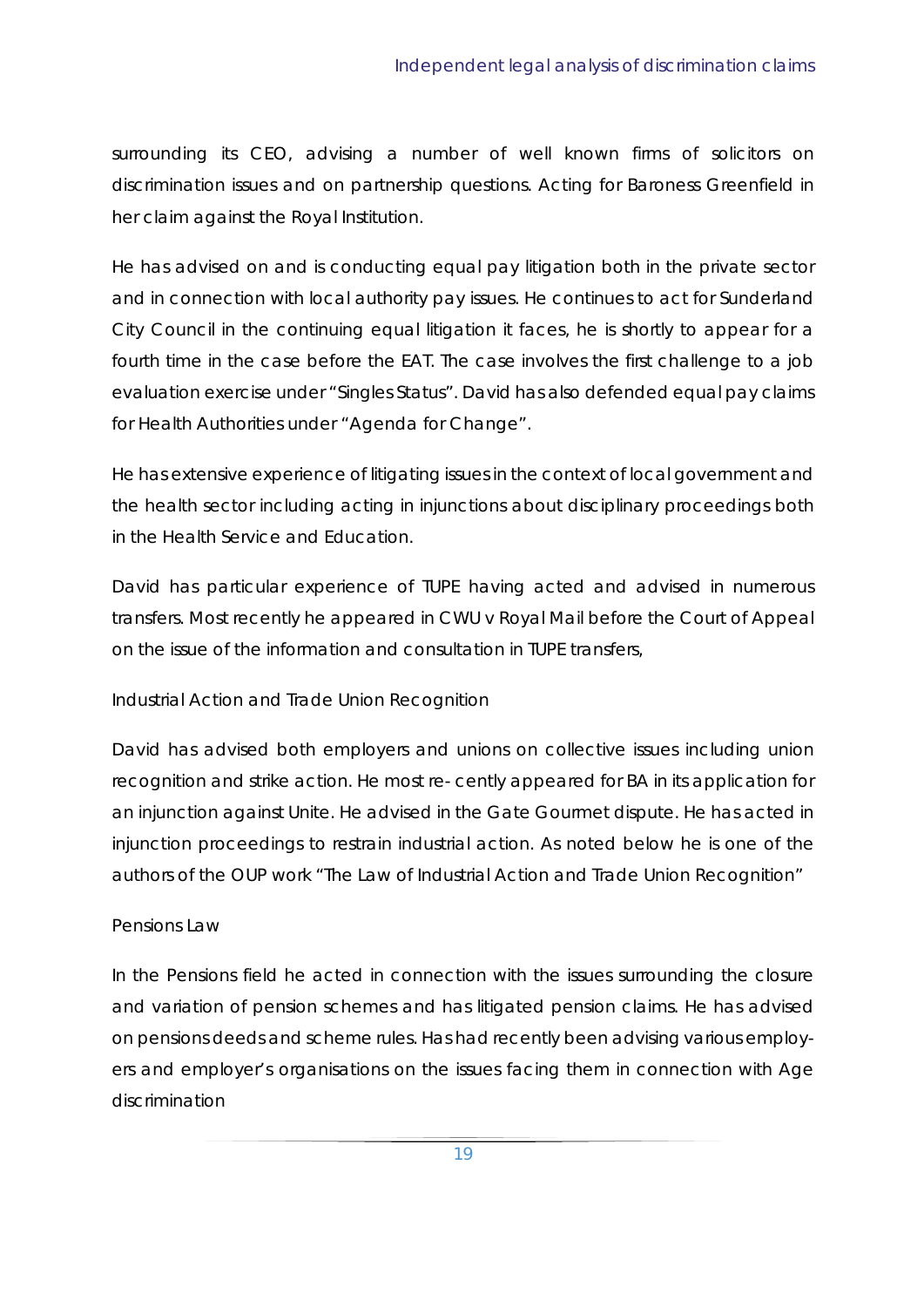surrounding its CEO, advising a number of well known firms of solicitors on discrimination issues and on partnership questions. Acting for Baroness Greenfield in her claim against the Royal Institution.

He has advised on and is conducting equal pay litigation both in the private sector and in connection with local authority pay issues. He continues to act for Sunderland City Council in the continuing equal litigation it faces, he is shortly to appear for a fourth time in the case before the EAT. The case involves the first challenge to a job evaluation exercise under "Singles Status". David has also defended equal pay claims for Health Authorities under "Agenda for Change".

He has extensive experience of litigating issues in the context of local government and the health sector including acting in injunctions about disciplinary proceedings both in the Health Service and Education.

David has particular experience of TUPE having acted and advised in numerous transfers. Most recently he appeared in CWU v Royal Mail before the Court of Appeal on the issue of the information and consultation in TUPE transfers,

Industrial Action and Trade Union Recognition

David has advised both employers and unions on collective issues including union recognition and strike action. He most re- cently appeared for BA in its application for an injunction against Unite. He advised in the Gate Gourmet dispute. He has acted in injunction proceedings to restrain industrial action. As noted below he is one of the authors of the OUP work "The Law of Industrial Action and Trade Union Recognition"

Pensions Law

In the Pensions field he acted in connection with the issues surrounding the closure and variation of pension schemes and has litigated pension claims. He has advised on pensions deeds and scheme rules. Has had recently been advising various employers and employer's organisations on the issues facing them in connection with Age discrimination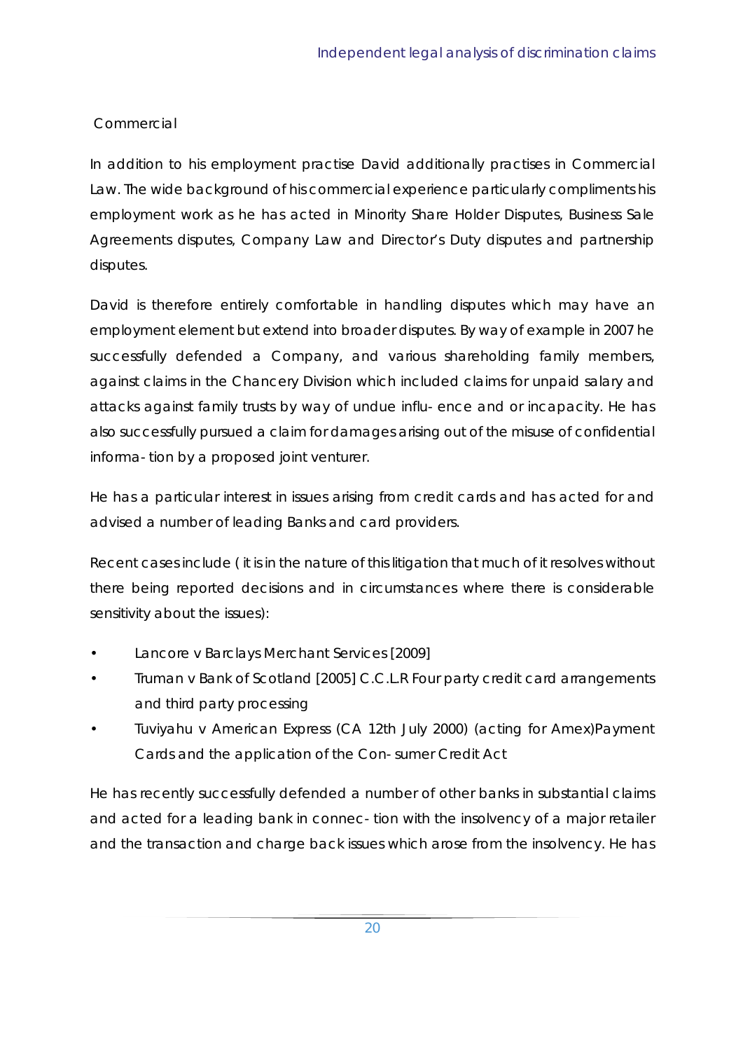## Commercial

In addition to his employment practise David additionally practises in Commercial Law. The wide background of his commercial experience particularly compliments his employment work as he has acted in Minority Share Holder Disputes, Business Sale Agreements disputes, Company Law and Director's Duty disputes and partnership disputes.

David is therefore entirely comfortable in handling disputes which may have an employment element but extend into broader disputes. By way of example in 2007 he successfully defended a Company, and various shareholding family members, against claims in the Chancery Division which included claims for unpaid salary and attacks against family trusts by way of undue influ- ence and or incapacity. He has also successfully pursued a claim for damages arising out of the misuse of confidential informa- tion by a proposed joint venturer.

He has a particular interest in issues arising from credit cards and has acted for and advised a number of leading Banks and card providers.

Recent cases include ( it is in the nature of this litigation that much of it resolves without there being reported decisions and in circumstances where there is considerable sensitivity about the issues):

- Lancore v Barclays Merchant Services [2009]
- Truman v Bank of Scotland [2005] C.C.L.R Four party credit card arrangements and third party processing
- Tuviyahu v American Express (CA 12th July 2000) (acting for Amex)Payment Cards and the application of the Con- sumer Credit Act

He has recently successfully defended a number of other banks in substantial claims and acted for a leading bank in connec- tion with the insolvency of a major retailer and the transaction and charge back issues which arose from the insolvency. He has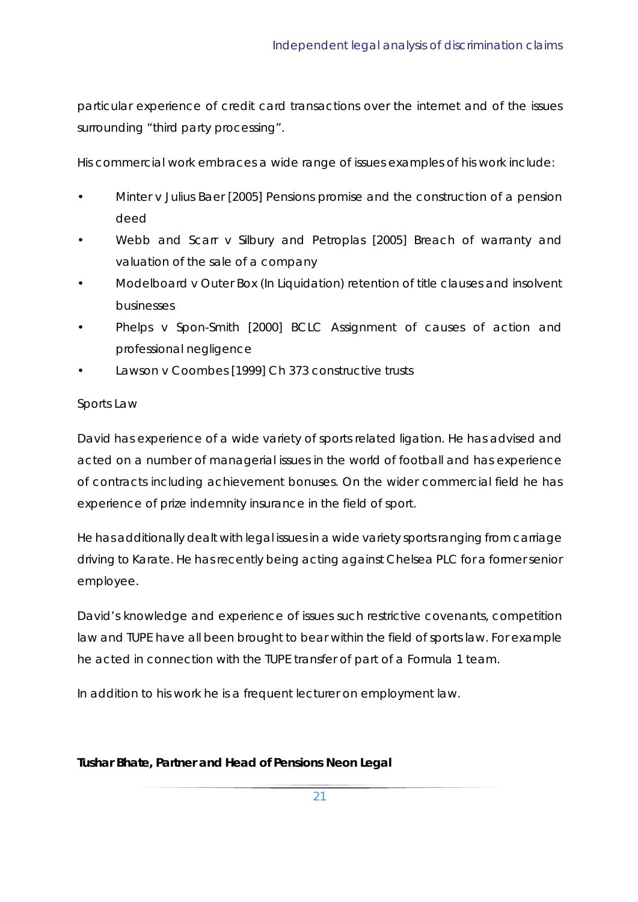particular experience of credit card transactions over the internet and of the issues surrounding "third party processing".

His commercial work embraces a wide range of issues examples of his work include:

- Minter v Julius Baer [2005] Pensions promise and the construction of a pension deed
- Webb and Scarr v Silbury and Petroplas [2005] Breach of warranty and valuation of the sale of a company
- Modelboard v Outer Box (In Liquidation) retention of title clauses and insolvent businesses
- Phelps v Spon-Smith [2000] BCLC Assignment of causes of action and professional negligence
- Lawson v Coombes [1999] Ch 373 constructive trusts

Sports Law

David has experience of a wide variety of sports related ligation. He has advised and acted on a number of managerial issues in the world of football and has experience of contracts including achievement bonuses. On the wider commercial field he has experience of prize indemnity insurance in the field of sport.

He has additionally dealt with legal issues in a wide variety sports ranging from carriage driving to Karate. He has recently being acting against Chelsea PLC for a former senior employee.

David's knowledge and experience of issues such restrictive covenants, competition law and TUPE have all been brought to bear within the field of sports law. For example he acted in connection with the TUPE transfer of part of a Formula 1 team.

In addition to his work he is a frequent lecturer on employment law.

**Tushar Bhate, Partner and Head of Pensions Neon Legal**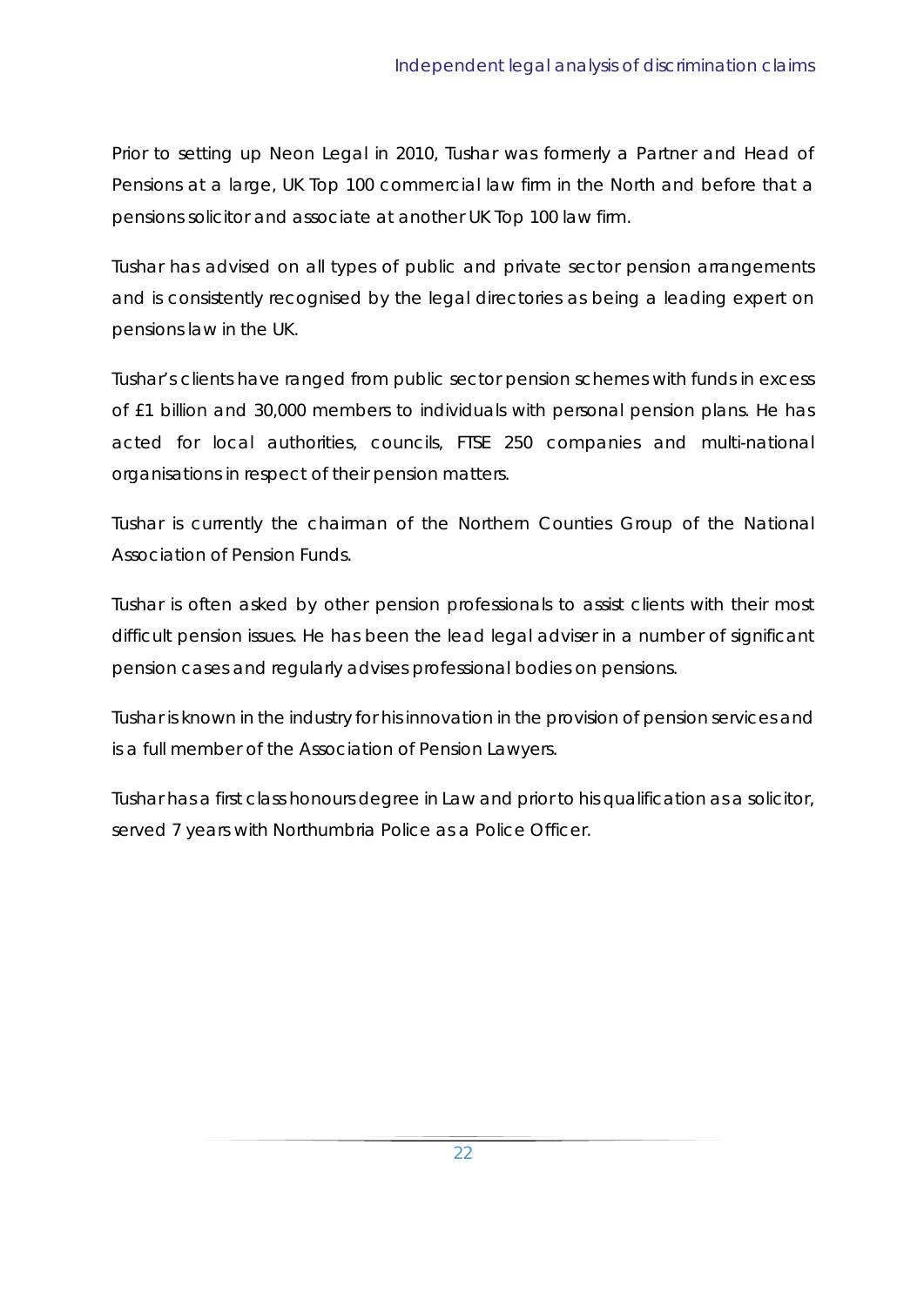Prior to setting up Neon Legal in 2010, Tushar was formerly a Partner and Head of Pensions at a large, UK Top 100 commercial law firm in the North and before that a pensions solicitor and associate at another UK Top 100 law firm.

Tushar has advised on all types of public and private sector pension arrangements and is consistently recognised by the legal directories as being a leading expert on pensions law in the UK.

Tushar's clients have ranged from public sector pension schemes with funds in excess of £1 billion and 30,000 members to individuals with personal pension plans. He has acted for local authorities, councils, FTSE 250 companies and multi-national organisations in respect of their pension matters.

Tushar is currently the chairman of the Northern Counties Group of the National Association of Pension Funds.

Tushar is often asked by other pension professionals to assist clients with their most difficult pension issues. He has been the lead legal adviser in a number of significant pension cases and regularly advises professional bodies on pensions.

Tushar is known in the industry for his innovation in the provision of pension services and is a full member of the Association of Pension Lawyers.

Tushar has a first class honours degree in Law and prior to his qualification as a solicitor, served 7 years with Northumbria Police as a Police Officer.